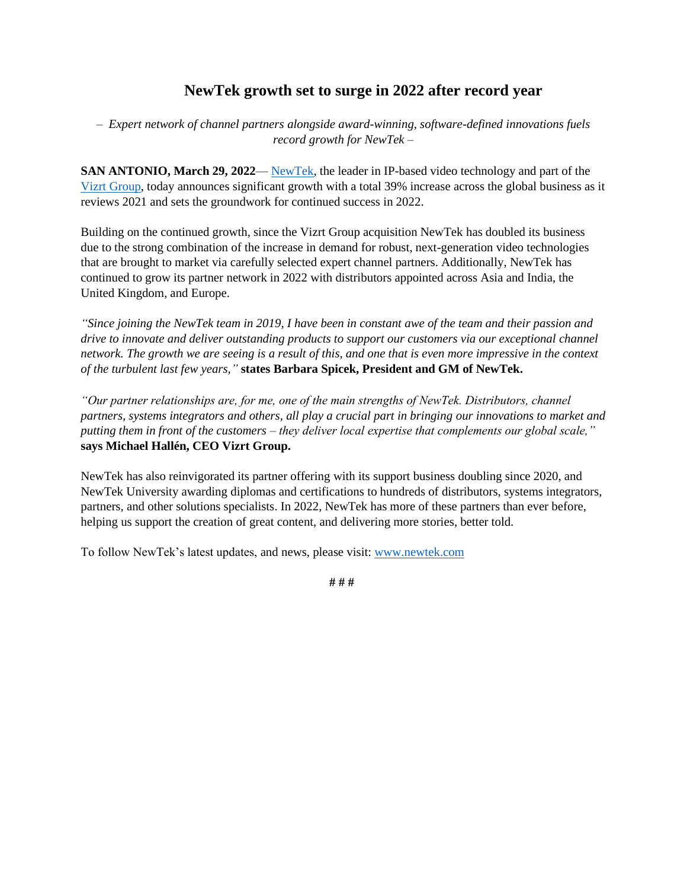# NewTek growth set to surge in 2022 after record year

*– Expert network of channel partners alongside award-winning, software-defined innovations fuels record growth for NewTek –*

**SAN ANTONIO, March 29, 2022**— NewTek, the leader in IP-based video technology and part of the Vizrt Group, today announces significant growth with a total 39% increase across the global business as it reviews 2021 and sets the groundwork for continued success in 2022.

Building on the continued growth, since the Vizrt Group acquisition NewTek has doubled its business due to the strong combination of the increase in demand for robust, next-generation video technologies that are brought to market via carefully selected expert channel partners. Additionally, NewTek has continued to grow its partner network in 2022 with distributors appointed across Asia and India, the United Kingdom, and Europe.

*"Since joining the NewTek team in 2019, I have been in constant awe of the team and their passion and drive to innovate and deliver outstanding products to support our customers via our exceptional channel network. The growth we are seeing is a result of this, and one that is even more impressive in the context of the turbulent last few years,"* **states Barbara Spicek, President and GM of NewTek.**

*"Our partner relationships are, for me, one of the main strengths of NewTek. Distributors, channel partners, systems integrators and others, all play a crucial part in bringing our innovations to market and putting them in front of the customers – they deliver local expertise that complements our global scale,"* **says Michael Hallén, CEO Vizrt Group.**

NewTek has also reinvigorated its partner offering with its support business doubling since 2020, and NewTek University awarding diplomas and certifications to hundreds of distributors, systems integrators, partners, and other solutions specialists. In 2022, NewTek has more of these partners than ever before, helping us support the creation of great content, and delivering more stories, better told.

To follow NewTek's latest updates, and news, please visit: www.newtek.com

# # #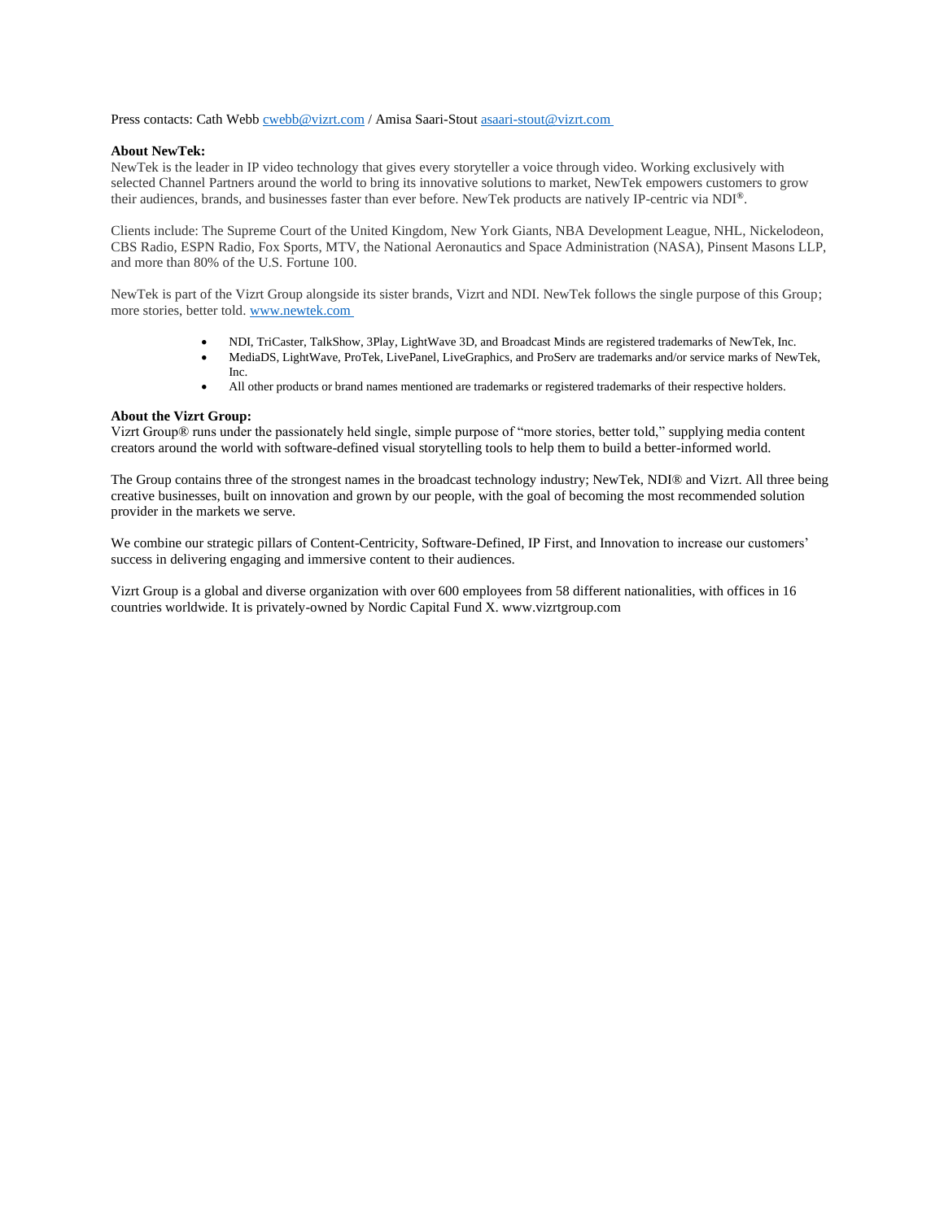Press contacts: Cath Webb cwebb@vizrt.com / Amisa Saari-Stout asaari-stout@vizrt.com

**About NewTek:**
NewTek is the leader in IP video technology that gives every storyteller a voice through video. Working exclusively with selected Channel Partners around the world to bring its innovative solutions to market, NewTek empowers customers to grow their audiences, brands, and businesses faster than ever before. NewTek products are natively IP-centric via NDI®.

Clients include: The Supreme Court of the United Kingdom, New York Giants, NBA Development League, NHL, Nickelodeon, CBS Radio, ESPN Radio, Fox Sports, MTV, the National Aeronautics and Space Administration (NASA), Pinsent Masons LLP, and more than 80% of the U.S. Fortune 100.

NewTek is part of the Vizrt Group alongside its sister brands, Vizrt and NDI. NewTek follows the single purpose of this Group; more stories, better told. www.newtek.com

- NDI, TriCaster, TalkShow, 3Play, LightWave 3D, and Broadcast Minds are registered trademarks of NewTek, Inc.
- MediaDS, LightWave, ProTek, LivePanel, LiveGraphics, and ProServ are trademarks and/or service marks of NewTek, Inc.
- All other products or brand names mentioned are trademarks or registered trademarks of their respective holders.

**About the Vizrt Group:**
Vizrt Group® runs under the passionately held single, simple purpose of "more stories, better told," supplying media content creators around the world with software-defined visual storytelling tools to help them to build a better-informed world.

The Group contains three of the strongest names in the broadcast technology industry; NewTek, NDI® and Vizrt. All three being creative businesses, built on innovation and grown by our people, with the goal of becoming the most recommended solution provider in the markets we serve.

We combine our strategic pillars of Content-Centricity, Software-Defined, IP First, and Innovation to increase our customers' success in delivering engaging and immersive content to their audiences.

Vizrt Group is a global and diverse organization with over 600 employees from 58 different nationalities, with offices in 16 countries worldwide. It is privately-owned by Nordic Capital Fund X. www.vizrtgroup.com